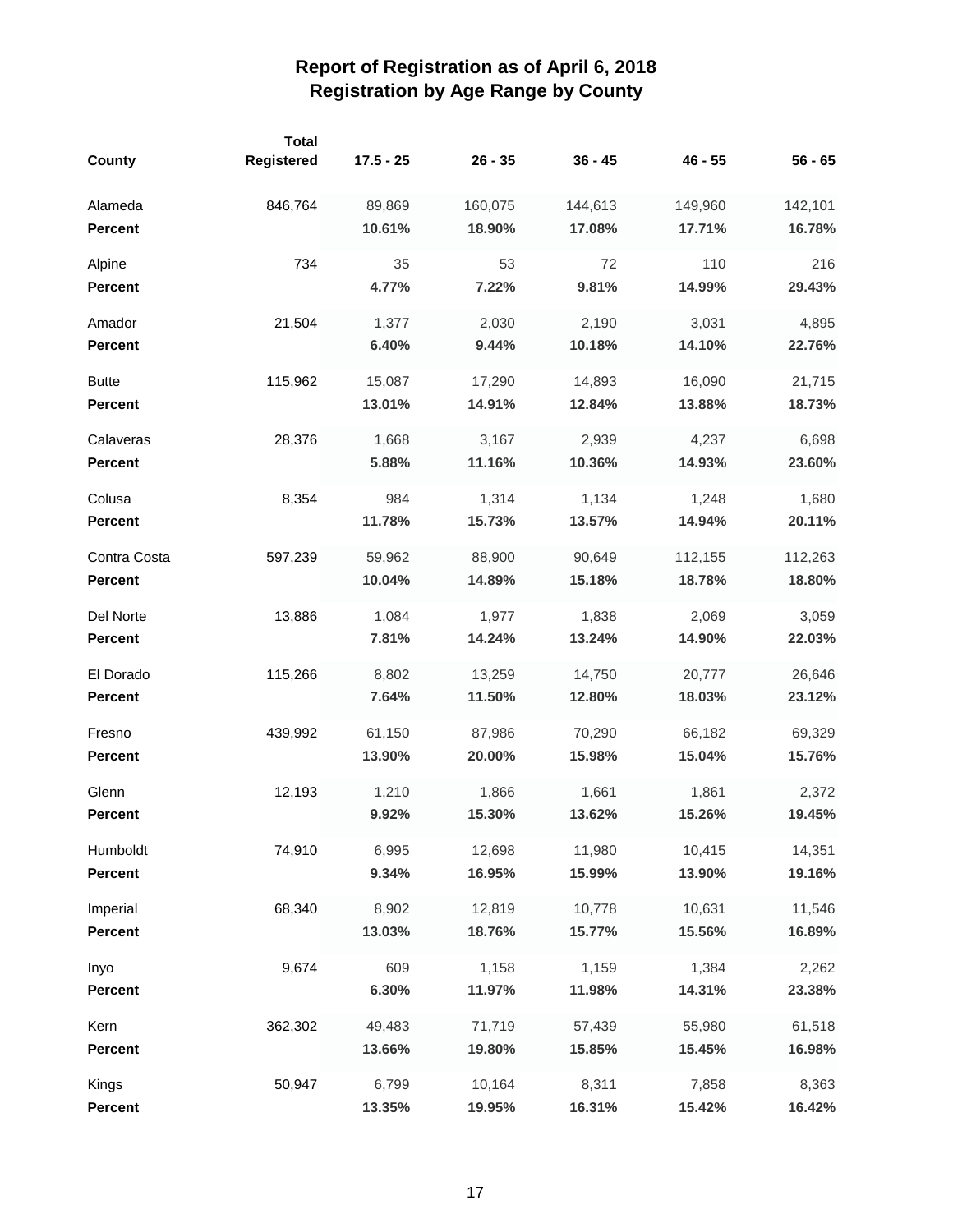# Report of Registration as of April 6, 2018
## Registration by Age Range by County

| County | Total Registered | 17.5 - 25 | 26 - 35 | 36 - 45 | 46 - 55 | 56 - 65 |
|---|---|---|---|---|---|---|
| Alameda | 846,764 | 89,869 | 160,075 | 144,613 | 149,960 | 142,101 |
| **Percent** | | **10.61%** | **18.90%** | **17.08%** | **17.71%** | **16.78%** |
| Alpine | 734 | 35 | 53 | 72 | 110 | 216 |
| **Percent** | | **4.77%** | **7.22%** | **9.81%** | **14.99%** | **29.43%** |
| Amador | 21,504 | 1,377 | 2,030 | 2,190 | 3,031 | 4,895 |
| **Percent** | | **6.40%** | **9.44%** | **10.18%** | **14.10%** | **22.76%** |
| Butte | 115,962 | 15,087 | 17,290 | 14,893 | 16,090 | 21,715 |
| **Percent** | | **13.01%** | **14.91%** | **12.84%** | **13.88%** | **18.73%** |
| Calaveras | 28,376 | 1,668 | 3,167 | 2,939 | 4,237 | 6,698 |
| **Percent** | | **5.88%** | **11.16%** | **10.36%** | **14.93%** | **23.60%** |
| Colusa | 8,354 | 984 | 1,314 | 1,134 | 1,248 | 1,680 |
| **Percent** | | **11.78%** | **15.73%** | **13.57%** | **14.94%** | **20.11%** |
| Contra Costa | 597,239 | 59,962 | 88,900 | 90,649 | 112,155 | 112,263 |
| **Percent** | | **10.04%** | **14.89%** | **15.18%** | **18.78%** | **18.80%** |
| Del Norte | 13,886 | 1,084 | 1,977 | 1,838 | 2,069 | 3,059 |
| **Percent** | | **7.81%** | **14.24%** | **13.24%** | **14.90%** | **22.03%** |
| El Dorado | 115,266 | 8,802 | 13,259 | 14,750 | 20,777 | 26,646 |
| **Percent** | | **7.64%** | **11.50%** | **12.80%** | **18.03%** | **23.12%** |
| Fresno | 439,992 | 61,150 | 87,986 | 70,290 | 66,182 | 69,329 |
| **Percent** | | **13.90%** | **20.00%** | **15.98%** | **15.04%** | **15.76%** |
| Glenn | 12,193 | 1,210 | 1,866 | 1,661 | 1,861 | 2,372 |
| **Percent** | | **9.92%** | **15.30%** | **13.62%** | **15.26%** | **19.45%** |
| Humboldt | 74,910 | 6,995 | 12,698 | 11,980 | 10,415 | 14,351 |
| **Percent** | | **9.34%** | **16.95%** | **15.99%** | **13.90%** | **19.16%** |
| Imperial | 68,340 | 8,902 | 12,819 | 10,778 | 10,631 | 11,546 |
| **Percent** | | **13.03%** | **18.76%** | **15.77%** | **15.56%** | **16.89%** |
| Inyo | 9,674 | 609 | 1,158 | 1,159 | 1,384 | 2,262 |
| **Percent** | | **6.30%** | **11.97%** | **11.98%** | **14.31%** | **23.38%** |
| Kern | 362,302 | 49,483 | 71,719 | 57,439 | 55,980 | 61,518 |
| **Percent** | | **13.66%** | **19.80%** | **15.85%** | **15.45%** | **16.98%** |
| Kings | 50,947 | 6,799 | 10,164 | 8,311 | 7,858 | 8,363 |
| **Percent** | | **13.35%** | **19.95%** | **16.31%** | **15.42%** | **16.42%** |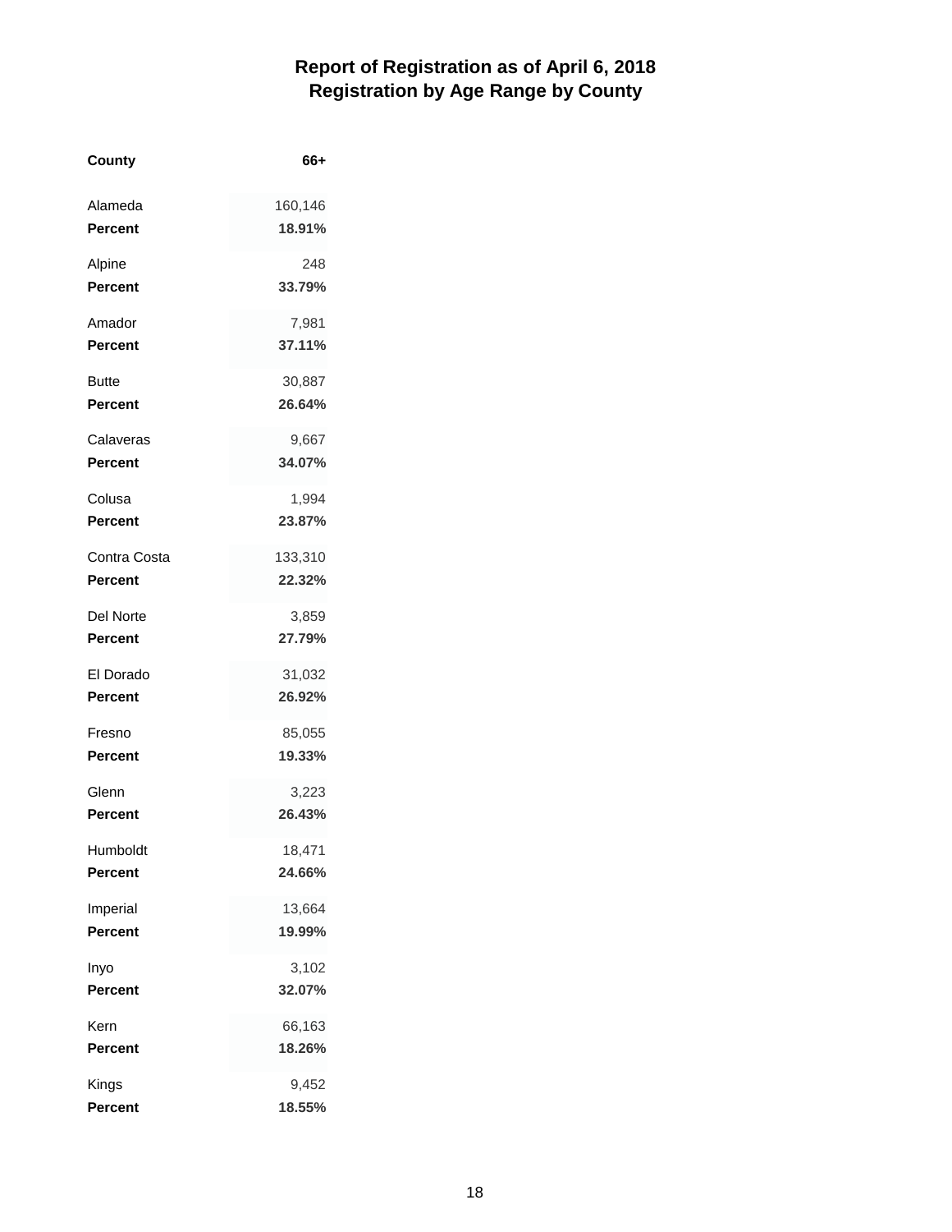# Report of Registration as of April 6, 2018
## Registration by Age Range by County

| County | 66+ |
|---|---|
| Alameda | 160,146 |
| **Percent** | **18.91%** |
| Alpine | 248 |
| **Percent** | **33.79%** |
| Amador | 7,981 |
| **Percent** | **37.11%** |
| Butte | 30,887 |
| **Percent** | **26.64%** |
| Calaveras | 9,667 |
| **Percent** | **34.07%** |
| Colusa | 1,994 |
| **Percent** | **23.87%** |
| Contra Costa | 133,310 |
| **Percent** | **22.32%** |
| Del Norte | 3,859 |
| **Percent** | **27.79%** |
| El Dorado | 31,032 |
| **Percent** | **26.92%** |
| Fresno | 85,055 |
| **Percent** | **19.33%** |
| Glenn | 3,223 |
| **Percent** | **26.43%** |
| Humboldt | 18,471 |
| **Percent** | **24.66%** |
| Imperial | 13,664 |
| **Percent** | **19.99%** |
| Inyo | 3,102 |
| **Percent** | **32.07%** |
| Kern | 66,163 |
| **Percent** | **18.26%** |
| Kings | 9,452 |
| **Percent** | **18.55%** |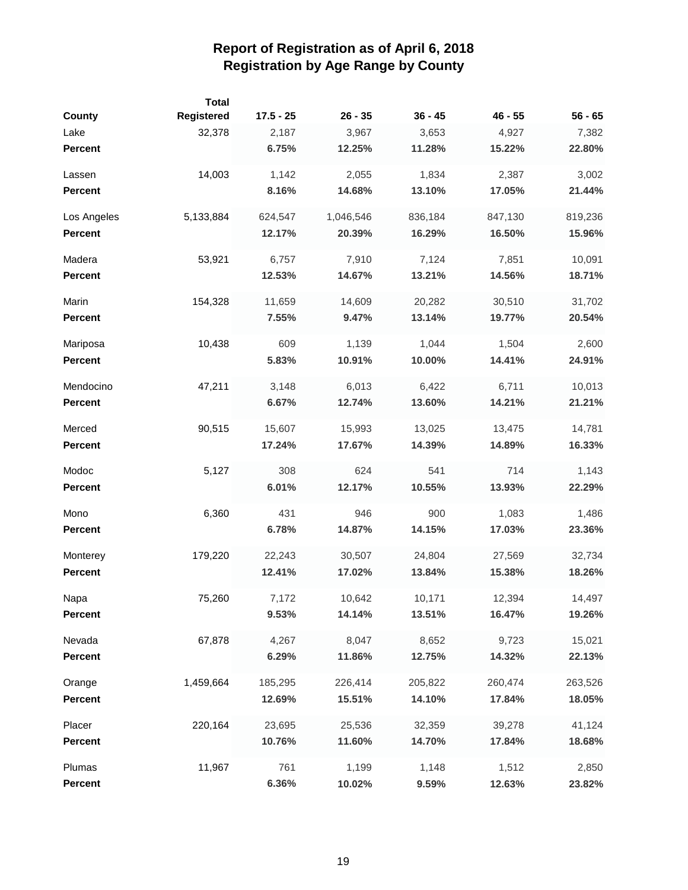# Report of Registration as of April 6, 2018
## Registration by Age Range by County

| County | Total Registered | 17.5 - 25 | 26 - 35 | 36 - 45 | 46 - 55 | 56 - 65 |
|---|---|---|---|---|---|---|
| Lake | 32,378 | 2,187 | 3,967 | 3,653 | 4,927 | 7,382 |
| **Percent** | | **6.75%** | **12.25%** | **11.28%** | **15.22%** | **22.80%** |
| Lassen | 14,003 | 1,142 | 2,055 | 1,834 | 2,387 | 3,002 |
| **Percent** | | **8.16%** | **14.68%** | **13.10%** | **17.05%** | **21.44%** |
| Los Angeles | 5,133,884 | 624,547 | 1,046,546 | 836,184 | 847,130 | 819,236 |
| **Percent** | | **12.17%** | **20.39%** | **16.29%** | **16.50%** | **15.96%** |
| Madera | 53,921 | 6,757 | 7,910 | 7,124 | 7,851 | 10,091 |
| **Percent** | | **12.53%** | **14.67%** | **13.21%** | **14.56%** | **18.71%** |
| Marin | 154,328 | 11,659 | 14,609 | 20,282 | 30,510 | 31,702 |
| **Percent** | | **7.55%** | **9.47%** | **13.14%** | **19.77%** | **20.54%** |
| Mariposa | 10,438 | 609 | 1,139 | 1,044 | 1,504 | 2,600 |
| **Percent** | | **5.83%** | **10.91%** | **10.00%** | **14.41%** | **24.91%** |
| Mendocino | 47,211 | 3,148 | 6,013 | 6,422 | 6,711 | 10,013 |
| **Percent** | | **6.67%** | **12.74%** | **13.60%** | **14.21%** | **21.21%** |
| Merced | 90,515 | 15,607 | 15,993 | 13,025 | 13,475 | 14,781 |
| **Percent** | | **17.24%** | **17.67%** | **14.39%** | **14.89%** | **16.33%** |
| Modoc | 5,127 | 308 | 624 | 541 | 714 | 1,143 |
| **Percent** | | **6.01%** | **12.17%** | **10.55%** | **13.93%** | **22.29%** |
| Mono | 6,360 | 431 | 946 | 900 | 1,083 | 1,486 |
| **Percent** | | **6.78%** | **14.87%** | **14.15%** | **17.03%** | **23.36%** |
| Monterey | 179,220 | 22,243 | 30,507 | 24,804 | 27,569 | 32,734 |
| **Percent** | | **12.41%** | **17.02%** | **13.84%** | **15.38%** | **18.26%** |
| Napa | 75,260 | 7,172 | 10,642 | 10,171 | 12,394 | 14,497 |
| **Percent** | | **9.53%** | **14.14%** | **13.51%** | **16.47%** | **19.26%** |
| Nevada | 67,878 | 4,267 | 8,047 | 8,652 | 9,723 | 15,021 |
| **Percent** | | **6.29%** | **11.86%** | **12.75%** | **14.32%** | **22.13%** |
| Orange | 1,459,664 | 185,295 | 226,414 | 205,822 | 260,474 | 263,526 |
| **Percent** | | **12.69%** | **15.51%** | **14.10%** | **17.84%** | **18.05%** |
| Placer | 220,164 | 23,695 | 25,536 | 32,359 | 39,278 | 41,124 |
| **Percent** | | **10.76%** | **11.60%** | **14.70%** | **17.84%** | **18.68%** |
| Plumas | 11,967 | 761 | 1,199 | 1,148 | 1,512 | 2,850 |
| **Percent** | | **6.36%** | **10.02%** | **9.59%** | **12.63%** | **23.82%** |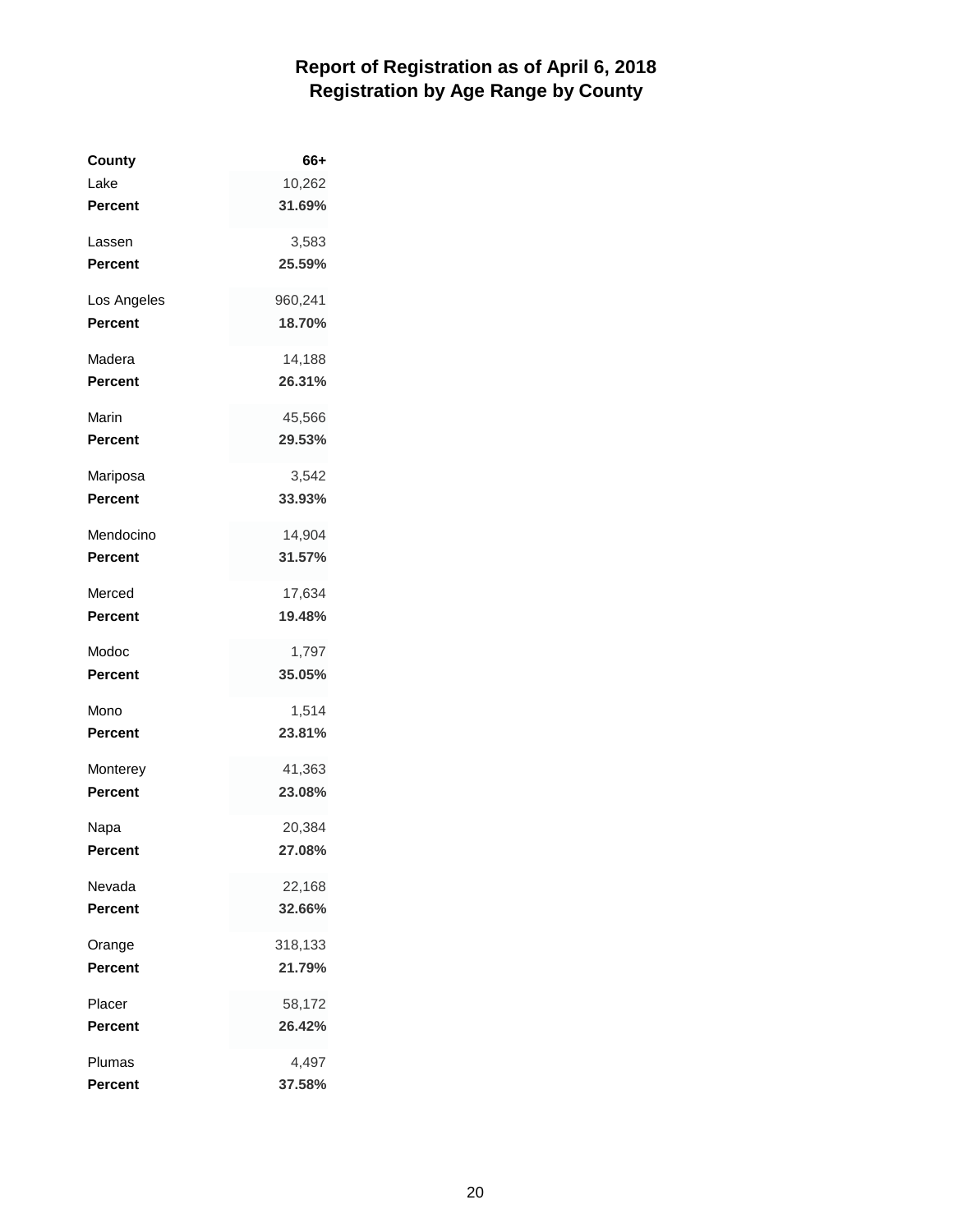## Report of Registration as of April 6, 2018
## Registration by Age Range by County

| County | 66+ |
|---|---|
| Lake | 10,262 |
| **Percent** | **31.69%** |
| Lassen | 3,583 |
| **Percent** | **25.59%** |
| Los Angeles | 960,241 |
| **Percent** | **18.70%** |
| Madera | 14,188 |
| **Percent** | **26.31%** |
| Marin | 45,566 |
| **Percent** | **29.53%** |
| Mariposa | 3,542 |
| **Percent** | **33.93%** |
| Mendocino | 14,904 |
| **Percent** | **31.57%** |
| Merced | 17,634 |
| **Percent** | **19.48%** |
| Modoc | 1,797 |
| **Percent** | **35.05%** |
| Mono | 1,514 |
| **Percent** | **23.81%** |
| Monterey | 41,363 |
| **Percent** | **23.08%** |
| Napa | 20,384 |
| **Percent** | **27.08%** |
| Nevada | 22,168 |
| **Percent** | **32.66%** |
| Orange | 318,133 |
| **Percent** | **21.79%** |
| Placer | 58,172 |
| **Percent** | **26.42%** |
| Plumas | 4,497 |
| **Percent** | **37.58%** |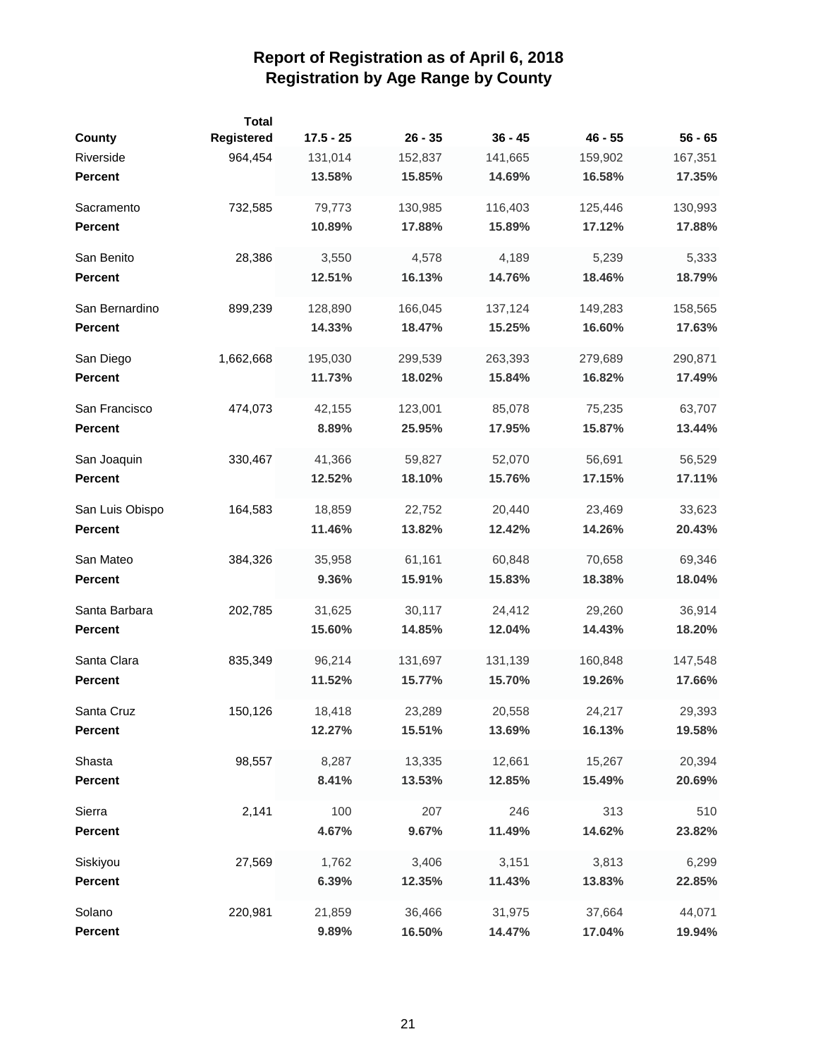# Report of Registration as of April 6, 2018
## Registration by Age Range by County

| County | Total Registered | 17.5 - 25 | 26 - 35 | 36 - 45 | 46 - 55 | 56 - 65 |
|---|---|---|---|---|---|---|
| Riverside | 964,454 | 131,014 | 152,837 | 141,665 | 159,902 | 167,351 |
| **Percent** | | **13.58%** | **15.85%** | **14.69%** | **16.58%** | **17.35%** |
| Sacramento | 732,585 | 79,773 | 130,985 | 116,403 | 125,446 | 130,993 |
| **Percent** | | **10.89%** | **17.88%** | **15.89%** | **17.12%** | **17.88%** |
| San Benito | 28,386 | 3,550 | 4,578 | 4,189 | 5,239 | 5,333 |
| **Percent** | | **12.51%** | **16.13%** | **14.76%** | **18.46%** | **18.79%** |
| San Bernardino | 899,239 | 128,890 | 166,045 | 137,124 | 149,283 | 158,565 |
| **Percent** | | **14.33%** | **18.47%** | **15.25%** | **16.60%** | **17.63%** |
| San Diego | 1,662,668 | 195,030 | 299,539 | 263,393 | 279,689 | 290,871 |
| **Percent** | | **11.73%** | **18.02%** | **15.84%** | **16.82%** | **17.49%** |
| San Francisco | 474,073 | 42,155 | 123,001 | 85,078 | 75,235 | 63,707 |
| **Percent** | | **8.89%** | **25.95%** | **17.95%** | **15.87%** | **13.44%** |
| San Joaquin | 330,467 | 41,366 | 59,827 | 52,070 | 56,691 | 56,529 |
| **Percent** | | **12.52%** | **18.10%** | **15.76%** | **17.15%** | **17.11%** |
| San Luis Obispo | 164,583 | 18,859 | 22,752 | 20,440 | 23,469 | 33,623 |
| **Percent** | | **11.46%** | **13.82%** | **12.42%** | **14.26%** | **20.43%** |
| San Mateo | 384,326 | 35,958 | 61,161 | 60,848 | 70,658 | 69,346 |
| **Percent** | | **9.36%** | **15.91%** | **15.83%** | **18.38%** | **18.04%** |
| Santa Barbara | 202,785 | 31,625 | 30,117 | 24,412 | 29,260 | 36,914 |
| **Percent** | | **15.60%** | **14.85%** | **12.04%** | **14.43%** | **18.20%** |
| Santa Clara | 835,349 | 96,214 | 131,697 | 131,139 | 160,848 | 147,548 |
| **Percent** | | **11.52%** | **15.77%** | **15.70%** | **19.26%** | **17.66%** |
| Santa Cruz | 150,126 | 18,418 | 23,289 | 20,558 | 24,217 | 29,393 |
| **Percent** | | **12.27%** | **15.51%** | **13.69%** | **16.13%** | **19.58%** |
| Shasta | 98,557 | 8,287 | 13,335 | 12,661 | 15,267 | 20,394 |
| **Percent** | | **8.41%** | **13.53%** | **12.85%** | **15.49%** | **20.69%** |
| Sierra | 2,141 | 100 | 207 | 246 | 313 | 510 |
| **Percent** | | **4.67%** | **9.67%** | **11.49%** | **14.62%** | **23.82%** |
| Siskiyou | 27,569 | 1,762 | 3,406 | 3,151 | 3,813 | 6,299 |
| **Percent** | | **6.39%** | **12.35%** | **11.43%** | **13.83%** | **22.85%** |
| Solano | 220,981 | 21,859 | 36,466 | 31,975 | 37,664 | 44,071 |
| **Percent** | | **9.89%** | **16.50%** | **14.47%** | **17.04%** | **19.94%** |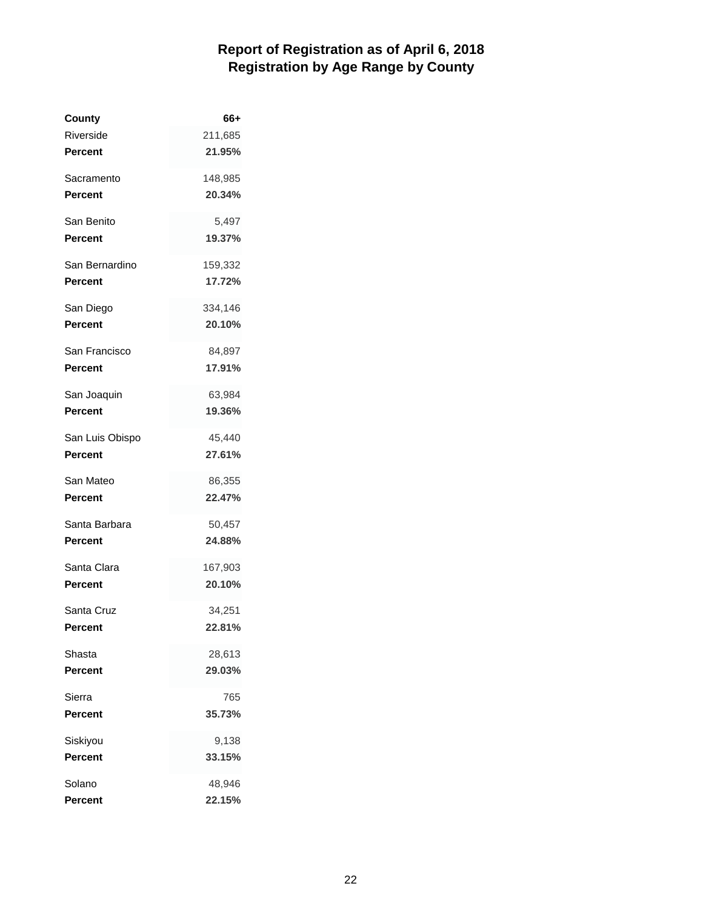# Report of Registration as of April 6, 2018
## Registration by Age Range by County

| County | 66+ |
| --- | --- |
| Riverside | 211,685 |
| **Percent** | **21.95%** |
| Sacramento | 148,985 |
| **Percent** | **20.34%** |
| San Benito | 5,497 |
| **Percent** | **19.37%** |
| San Bernardino | 159,332 |
| **Percent** | **17.72%** |
| San Diego | 334,146 |
| **Percent** | **20.10%** |
| San Francisco | 84,897 |
| **Percent** | **17.91%** |
| San Joaquin | 63,984 |
| **Percent** | **19.36%** |
| San Luis Obispo | 45,440 |
| **Percent** | **27.61%** |
| San Mateo | 86,355 |
| **Percent** | **22.47%** |
| Santa Barbara | 50,457 |
| **Percent** | **24.88%** |
| Santa Clara | 167,903 |
| **Percent** | **20.10%** |
| Santa Cruz | 34,251 |
| **Percent** | **22.81%** |
| Shasta | 28,613 |
| **Percent** | **29.03%** |
| Sierra | 765 |
| **Percent** | **35.73%** |
| Siskiyou | 9,138 |
| **Percent** | **33.15%** |
| Solano | 48,946 |
| **Percent** | **22.15%** |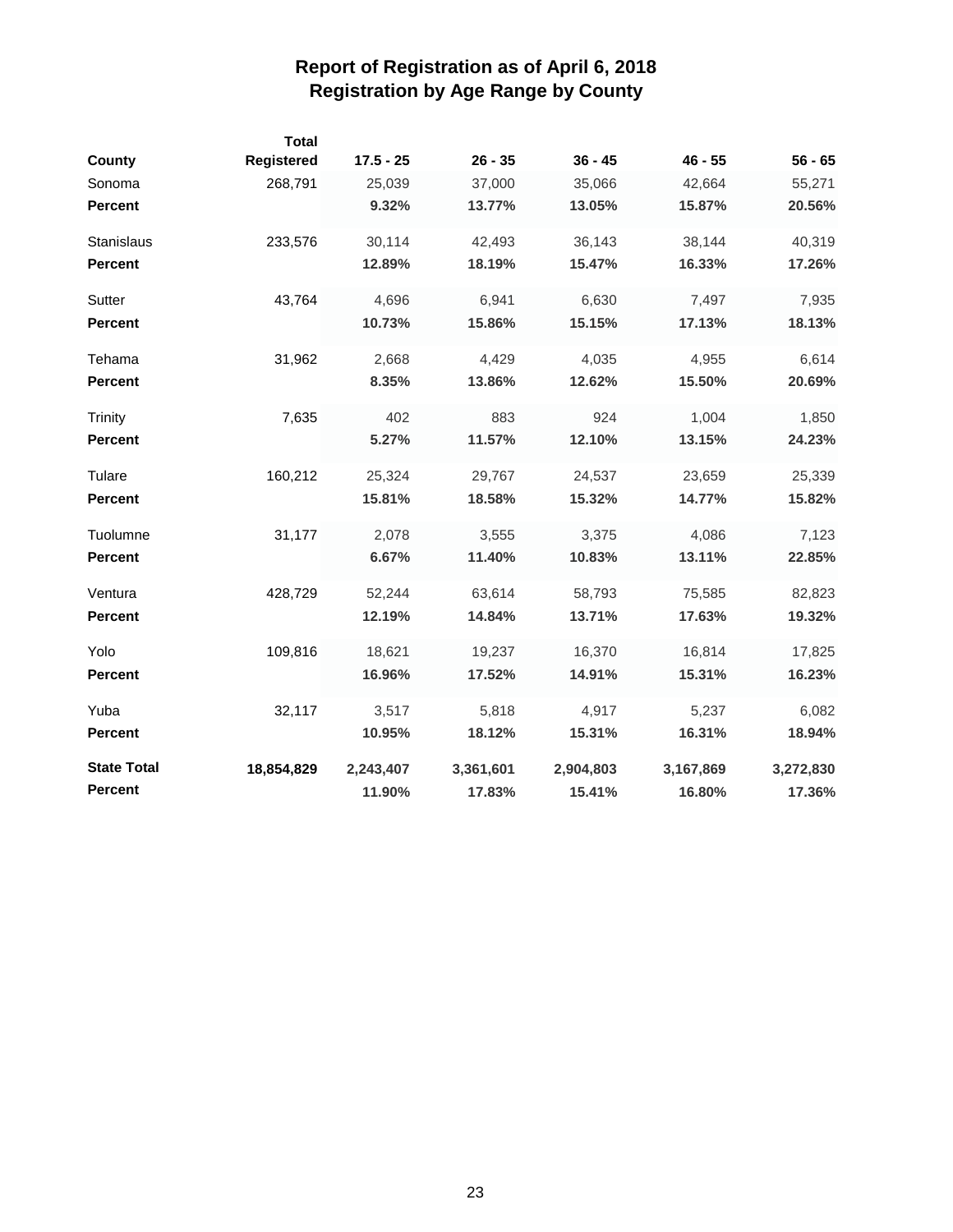# Report of Registration as of April 6, 2018
## Registration by Age Range by County

| County | Total Registered | 17.5 - 25 | 26 - 35 | 36 - 45 | 46 - 55 | 56 - 65 |
|---|---|---|---|---|---|---|
| Sonoma | 268,791 | 25,039 | 37,000 | 35,066 | 42,664 | 55,271 |
| **Percent** | | **9.32%** | **13.77%** | **13.05%** | **15.87%** | **20.56%** |
| Stanislaus | 233,576 | 30,114 | 42,493 | 36,143 | 38,144 | 40,319 |
| **Percent** | | **12.89%** | **18.19%** | **15.47%** | **16.33%** | **17.26%** |
| Sutter | 43,764 | 4,696 | 6,941 | 6,630 | 7,497 | 7,935 |
| **Percent** | | **10.73%** | **15.86%** | **15.15%** | **17.13%** | **18.13%** |
| Tehama | 31,962 | 2,668 | 4,429 | 4,035 | 4,955 | 6,614 |
| **Percent** | | **8.35%** | **13.86%** | **12.62%** | **15.50%** | **20.69%** |
| Trinity | 7,635 | 402 | 883 | 924 | 1,004 | 1,850 |
| **Percent** | | **5.27%** | **11.57%** | **12.10%** | **13.15%** | **24.23%** |
| Tulare | 160,212 | 25,324 | 29,767 | 24,537 | 23,659 | 25,339 |
| **Percent** | | **15.81%** | **18.58%** | **15.32%** | **14.77%** | **15.82%** |
| Tuolumne | 31,177 | 2,078 | 3,555 | 3,375 | 4,086 | 7,123 |
| **Percent** | | **6.67%** | **11.40%** | **10.83%** | **13.11%** | **22.85%** |
| Ventura | 428,729 | 52,244 | 63,614 | 58,793 | 75,585 | 82,823 |
| **Percent** | | **12.19%** | **14.84%** | **13.71%** | **17.63%** | **19.32%** |
| Yolo | 109,816 | 18,621 | 19,237 | 16,370 | 16,814 | 17,825 |
| **Percent** | | **16.96%** | **17.52%** | **14.91%** | **15.31%** | **16.23%** |
| Yuba | 32,117 | 3,517 | 5,818 | 4,917 | 5,237 | 6,082 |
| **Percent** | | **10.95%** | **18.12%** | **15.31%** | **16.31%** | **18.94%** |
| **State Total** | **18,854,829** | **2,243,407** | **3,361,601** | **2,904,803** | **3,167,869** | **3,272,830** |
| **Percent** | | **11.90%** | **17.83%** | **15.41%** | **16.80%** | **17.36%** |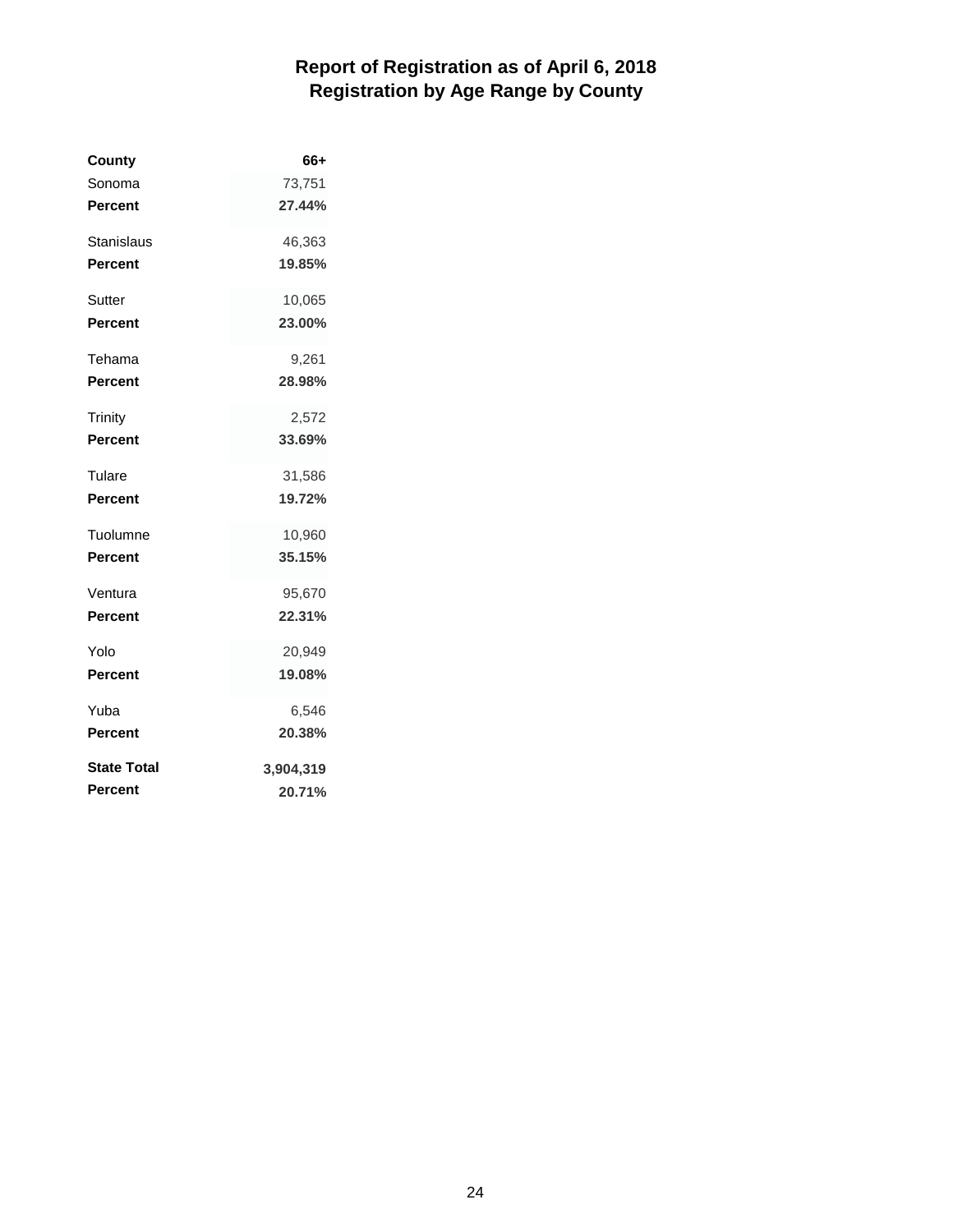# Report of Registration as of April 6, 2018
## Registration by Age Range by County

| County | 66+ |
|---|---|
| Sonoma | 73,751 |
| **Percent** | **27.44%** |
| Stanislaus | 46,363 |
| **Percent** | **19.85%** |
| Sutter | 10,065 |
| **Percent** | **23.00%** |
| Tehama | 9,261 |
| **Percent** | **28.98%** |
| Trinity | 2,572 |
| **Percent** | **33.69%** |
| Tulare | 31,586 |
| **Percent** | **19.72%** |
| Tuolumne | 10,960 |
| **Percent** | **35.15%** |
| Ventura | 95,670 |
| **Percent** | **22.31%** |
| Yolo | 20,949 |
| **Percent** | **19.08%** |
| Yuba | 6,546 |
| **Percent** | **20.38%** |
| **State Total** | **3,904,319** |
| **Percent** | **20.71%** |